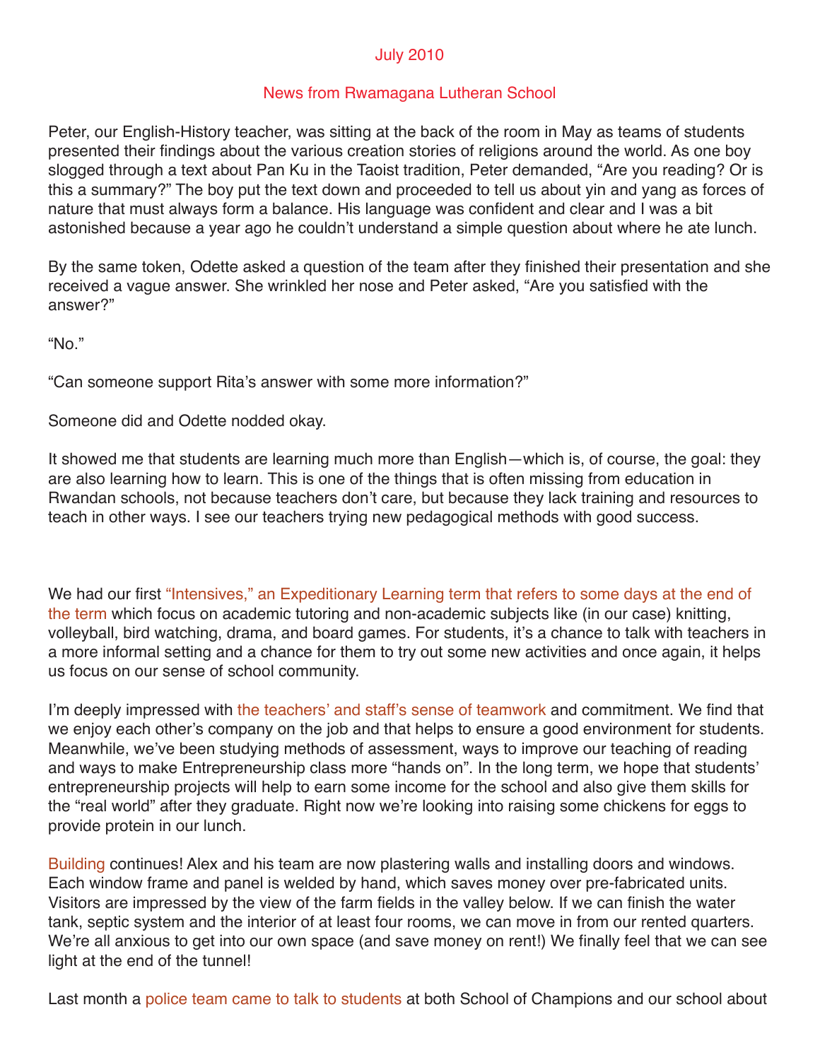July 2010

News from Rwamagana Lutheran School

Peter, our English-History teacher, was sitting at the back of the room in May as teams of students presented their findings about the various creation stories of religions around the world. As one boy slogged through a text about Pan Ku in the Taoist tradition, Peter demanded, “Are you reading? Or is this a summary?” The boy put the text down and proceeded to tell us about yin and yang as forces of nature that must always form a balance. His language was confident and clear and I was a bit astonished because a year ago he couldn’t understand a simple question about where he ate lunch.

By the same token, Odette asked a question of the team after they finished their presentation and she received a vague answer. She wrinkled her nose and Peter asked, “Are you satisfied with the answer?”

“No.”

“Can someone support Rita’s answer with some more information?”

Someone did and Odette nodded okay.

It showed me that students are learning much more than English—which is, of course, the goal: they are also learning how to learn. This is one of the things that is often missing from education in Rwandan schools, not because teachers don’t care, but because they lack training and resources to teach in other ways. I see our teachers trying new pedagogical methods with good success.

We had our first “Intensives,” an Expeditionary Learning term that refers to some days at the end of the term which focus on academic tutoring and non-academic subjects like (in our case) knitting, volleyball, bird watching, drama, and board games. For students, it’s a chance to talk with teachers in a more informal setting and a chance for them to try out some new activities and once again, it helps us focus on our sense of school community.

I’m deeply impressed with the teachers’ and staff’s sense of teamwork and commitment. We find that we enjoy each other’s company on the job and that helps to ensure a good environment for students. Meanwhile, we’ve been studying methods of assessment, ways to improve our teaching of reading and ways to make Entrepreneurship class more “hands on”. In the long term, we hope that students’ entrepreneurship projects will help to earn some income for the school and also give them skills for the “real world” after they graduate. Right now we’re looking into raising some chickens for eggs to provide protein in our lunch.

Building continues! Alex and his team are now plastering walls and installing doors and windows. Each window frame and panel is welded by hand, which saves money over pre-fabricated units. Visitors are impressed by the view of the farm fields in the valley below. If we can finish the water tank, septic system and the interior of at least four rooms, we can move in from our rented quarters. We’re all anxious to get into our own space (and save money on rent!) We finally feel that we can see light at the end of the tunnel!

Last month a police team came to talk to students at both School of Champions and our school about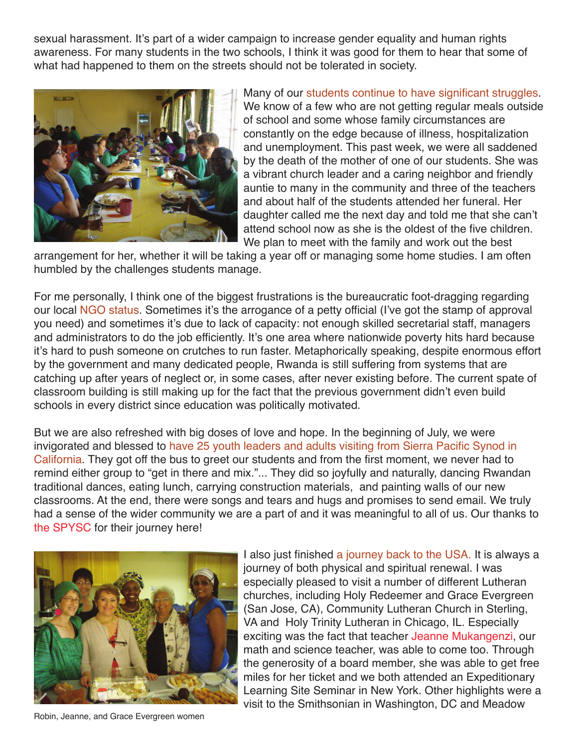sexual harassment. It's part of a wider campaign to increase gender equality and human rights awareness. For many students in the two schools, I think it was good for them to hear that some of what had happened to them on the streets should not be tolerated in society.

Many of our students continue to have significant struggles. We know of a few who are not getting regular meals outside of school and some whose family circumstances are constantly on the edge because of illness, hospitalization and unemployment. This past week, we were all saddened by the death of the mother of one of our students. She was a vibrant church leader and a caring neighbor and friendly auntie to many in the community and three of the teachers and about half of the students attended her funeral. Her daughter called me the next day and told me that she can't attend school now as she is the oldest of the five children. We plan to meet with the family and work out the best arrangement for her, whether it will be taking a year off or managing some home studies. I am often humbled by the challenges students manage.

For me personally, I think one of the biggest frustrations is the bureaucratic foot-dragging regarding our local NGO status. Sometimes it's the arrogance of a petty official (I've got the stamp of approval you need) and sometimes it's due to lack of capacity: not enough skilled secretarial staff, managers and administrators to do the job efficiently. It's one area where nationwide poverty hits hard because it's hard to push someone on crutches to run faster. Metaphorically speaking, despite enormous effort by the government and many dedicated people, Rwanda is still suffering from systems that are catching up after years of neglect or, in some cases, after never existing before. The current spate of classroom building is still making up for the fact that the previous government didn't even build schools in every district since education was politically motivated.

But we are also refreshed with big doses of love and hope. In the beginning of July, we were invigorated and blessed to have 25 youth leaders and adults visiting from Sierra Pacific Synod in California. They got off the bus to greet our students and from the first moment, we never had to remind either group to "get in there and mix."... They did so joyfully and naturally, dancing Rwandan traditional dances, eating lunch, carrying construction materials, and painting walls of our new classrooms. At the end, there were songs and tears and hugs and promises to send email. We truly had a sense of the wider community we are a part of and it was meaningful to all of us. Our thanks to the SPYSC for their journey here!

I also just finished a journey back to the USA. It is always a journey of both physical and spiritual renewal. I was especially pleased to visit a number of different Lutheran churches, including Holy Redeemer and Grace Evergreen (San Jose, CA), Community Lutheran Church in Sterling, VA and Holy Trinity Lutheran in Chicago, IL. Especially exciting was the fact that teacher Jeanne Mukangenzi, our math and science teacher, was able to come too. Through the generosity of a board member, she was able to get free miles for her ticket and we both attended an Expeditionary Learning Site Seminar in New York. Other highlights were a visit to the Smithsonian in Washington, DC and Meadow

Robin, Jeanne, and Grace Evergreen women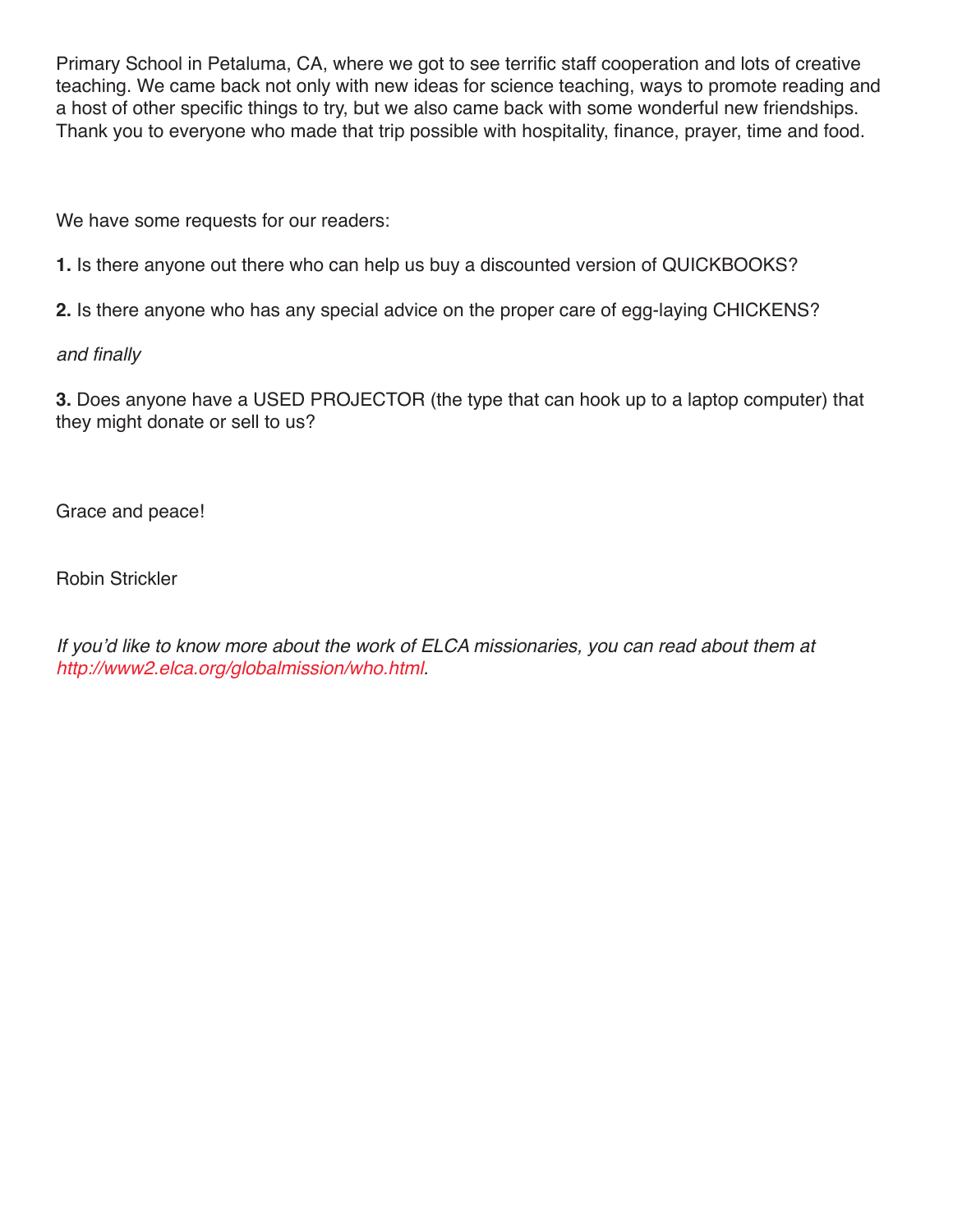Primary School in Petaluma, CA, where we got to see terrific staff cooperation and lots of creative teaching. We came back not only with new ideas for science teaching, ways to promote reading and a host of other specific things to try, but we also came back with some wonderful new friendships. Thank you to everyone who made that trip possible with hospitality, finance, prayer, time and food.

We have some requests for our readers:

**1.** Is there anyone out there who can help us buy a discounted version of QUICKBOOKS?

**2.** Is there anyone who has any special advice on the proper care of egg-laying CHICKENS?

*and finally*

**3.** Does anyone have a USED PROJECTOR (the type that can hook up to a laptop computer) that they might donate or sell to us?

Grace and peace!

Robin Strickler

*If you'd like to know more about the work of ELCA missionaries, you can read about them at http://www2.elca.org/globalmission/who.html.*